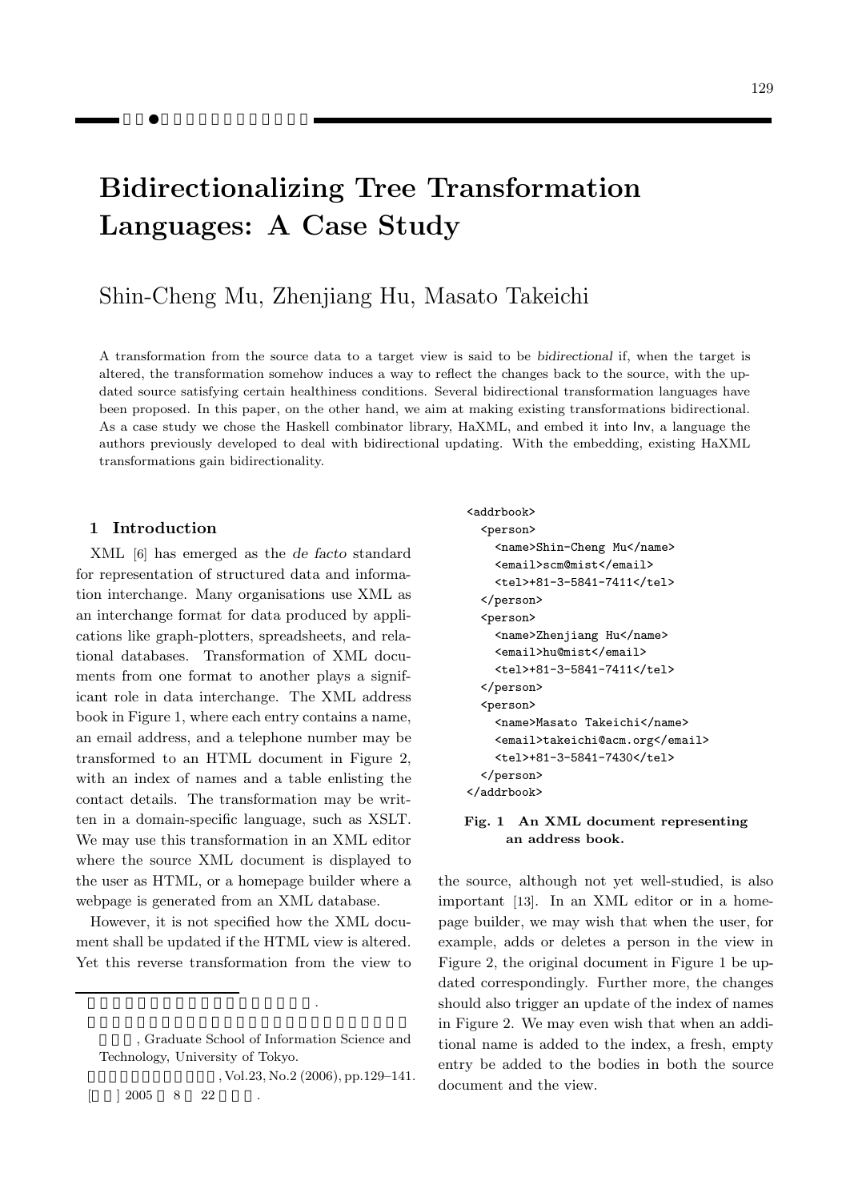# Bidirectionalizing Tree Transformation Languages: A Case Study

Shin-Cheng Mu, Zhenjiang Hu, Masato Takeichi

A transformation from the source data to a target view is said to be *bidirectional* if, when the target is altered, the transformation somehow induces a way to reflect the changes back to the source, with the updated source satisfying certain healthiness conditions. Several bidirectional transformation languages have been proposed. In this paper, on the other hand, we aim at making existing transformations bidirectional. As a case study we chose the Haskell combinator library, HaXML, and embed it into Inv, a language the authors previously developed to deal with bidirectional updating. With the embedding, existing HaXML transformations gain bidirectionality.

## 1 Introduction

XML [6] has emerged as the *de facto* standard for representation of structured data and information interchange. Many organisations use XML as an interchange format for data produced by applications like graph-plotters, spreadsheets, and relational databases. Transformation of XML documents from one format to another plays a significant role in data interchange. The XML address book in Figure 1, where each entry contains a name, an email address, and a telephone number may be transformed to an HTML document in Figure 2, with an index of names and a table enlisting the contact details. The transformation may be written in a domain-specific language, such as XSLT. We may use this transformation in an XML editor where the source XML document is displayed to the user as HTML, or a homepage builder where a webpage is generated from an XML database.

However, it is not specified how the XML document shall be updated if the HTML view is altered. Yet this reverse transformation from the view to the source, although not yet well-studied, is also important [13]. In an XML editor or in a homepage builder, we may wish that when the user, for example, adds or deletes a person in the view in Figure 2, the original document in Figure 1 be updated correspondingly. Further more, the changes should also trigger an update of the index of names in Figure 2. We may even wish that when an additional name is added to the index, a fresh, empty entry be added to the bodies in both the source document and the view.

```
<addrbook>
  <person>
    <name>Shin-Cheng Mu</name>
    <email>scm@mist</email>
    <tel>+81-3-5841-7411</tel>
  </person>
  <person>
    <name>Zhenjiang Hu</name>
    <email>hu@mist</email>
    <tel>+81-3-5841-7411</tel>
  </person>
  <person>
    <name>Masato Takeichi</name>
    <email>takeichi@acm.org</email>
    <tel>+81-3-5841-7430</tel>
  </person>
</addrbook>
```

**Fig. 1 An XML document representing an address book.**

---

, Graduate School of Information Science and Technology, University of Tokyo.

, Vol.23, No.2 (2006), pp.129–141.

[ ] 2005 8 22 .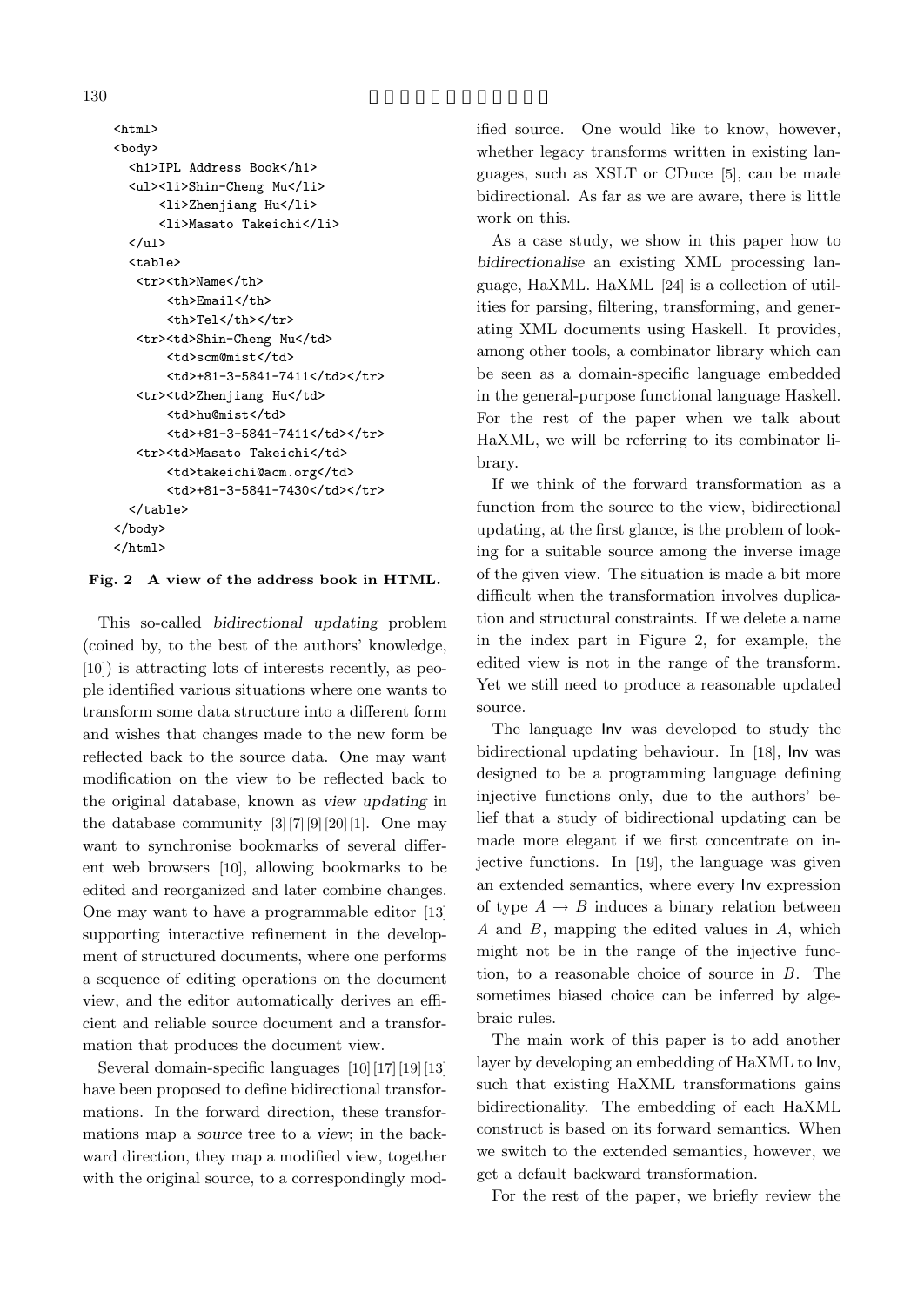```
<html>
<body>
  <h1>IPL Address Book</h1>
  <ul><li>Shin-Cheng Mu</li>
      <li>Zhenjiang Hu</li>
      <li>Masato Takeichi</li>
  </ul>
  <table>
   <tr><th>Name</th>
       <th>Email</th>
       <th>Tel</th></tr>
   <tr><td>Shin-Cheng Mu</td>
       <td>scm@mist</td>
       <td>+81-3-5841-7411</td></tr>
   <tr><td>Zhenjiang Hu</td>
       <td>hu@mist</td>
       <td>+81-3-5841-7411</td></tr>
   <tr><td>Masato Takeichi</td>
       <td>takeichi@acm.org</td>
       <td>+81-3-5841-7430</td></tr>
  </table>
</body>
</html>
```

**Fig. 2 A view of the address book in HTML.**

This so-called *bidirectional updating* problem (coined by, to the best of the authors' knowledge, [10]) is attracting lots of interests recently, as people identified various situations where one wants to transform some data structure into a different form and wishes that changes made to the new form be reflected back to the source data. One may want modification on the view to be reflected back to the original database, known as *view updating* in the database community [3] [7] [9] [20] [1]. One may want to synchronise bookmarks of several different web browsers [10], allowing bookmarks to be edited and reorganized and later combine changes. One may want to have a programmable editor [13] supporting interactive refinement in the development of structured documents, where one performs a sequence of editing operations on the document view, and the editor automatically derives an efficient and reliable source document and a transformation that produces the document view.

Several domain-specific languages [10] [17] [19] [13] have been proposed to define bidirectional transformations. In the forward direction, these transformations map a *source* tree to a *view*; in the backward direction, they map a modified view, together with the original source, to a correspondingly modified source. One would like to know, however, whether legacy transforms written in existing languages, such as XSLT or CDuce [5], can be made bidirectional. As far as we are aware, there is little work on this.

As a case study, we show in this paper how to *bidirectionalise* an existing XML processing language, HaXML. HaXML [24] is a collection of utilities for parsing, filtering, transforming, and generating XML documents using Haskell. It provides, among other tools, a combinator library which can be seen as a domain-specific language embedded in the general-purpose functional language Haskell. For the rest of the paper when we talk about HaXML, we will be referring to its combinator library.

If we think of the forward transformation as a function from the source to the view, bidirectional updating, at the first glance, is the problem of looking for a suitable source among the inverse image of the given view. The situation is made a bit more difficult when the transformation involves duplication and structural constraints. If we delete a name in the index part in Figure 2, for example, the edited view is not in the range of the transform. Yet we still need to produce a reasonable updated source.

The language Inv was developed to study the bidirectional updating behaviour. In [18], Inv was designed to be a programming language defining injective functions only, due to the authors' belief that a study of bidirectional updating can be made more elegant if we first concentrate on injective functions. In [19], the language was given an extended semantics, where every Inv expression of type $A \to B$ induces a binary relation between $A$ and $B$, mapping the edited values in $A$, which might not be in the range of the injective function, to a reasonable choice of source in $B$. The sometimes biased choice can be inferred by algebraic rules.

The main work of this paper is to add another layer by developing an embedding of HaXML to Inv, such that existing HaXML transformations gains bidirectionality. The embedding of each HaXML construct is based on its forward semantics. When we switch to the extended semantics, however, we get a default backward transformation.

For the rest of the paper, we briefly review the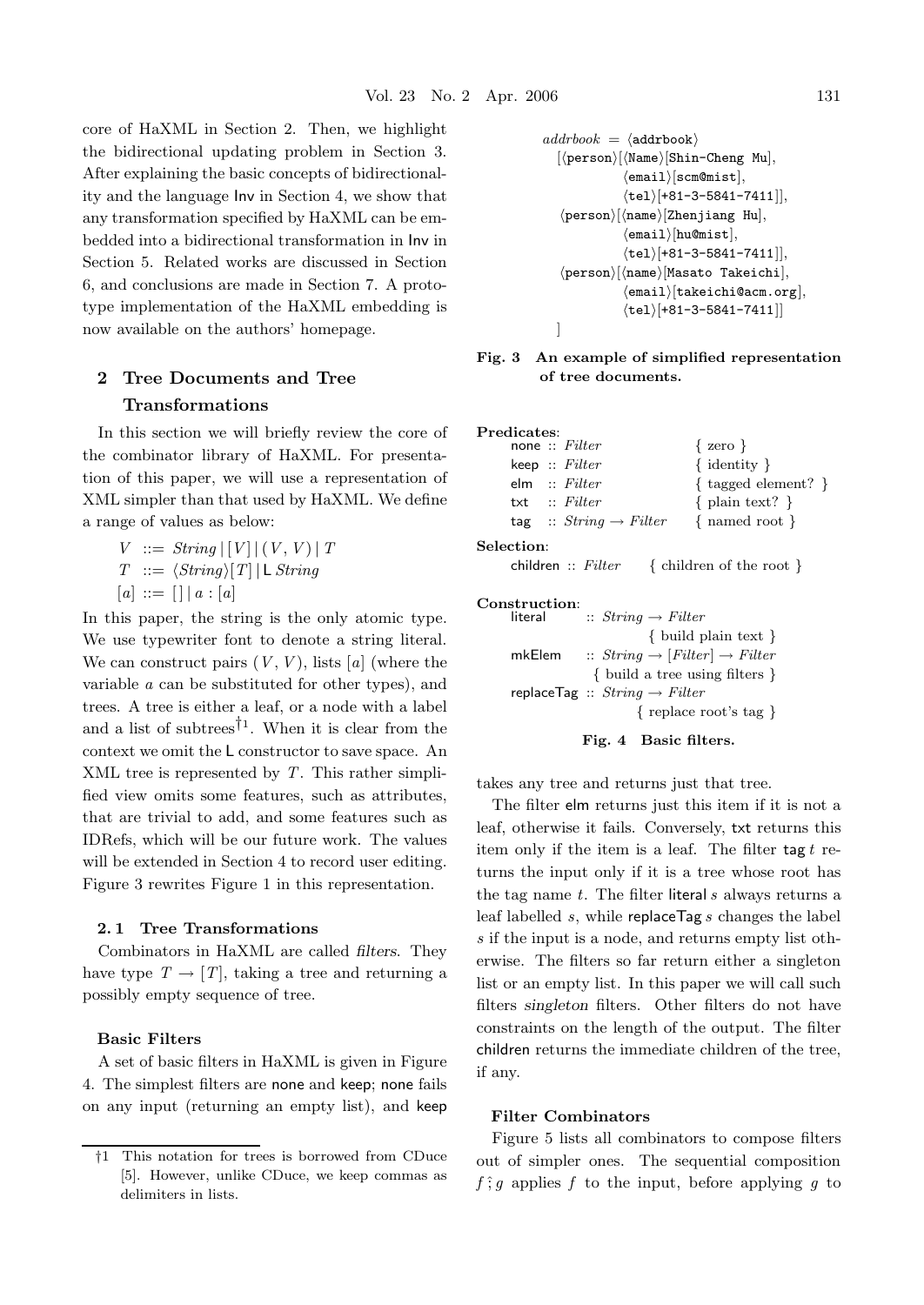core of HaXML in Section 2. Then, we highlight the bidirectional updating problem in Section 3. After explaining the basic concepts of bidirectionality and the language Inv in Section 4, we show that any transformation specified by HaXML can be embedded into a bidirectional transformation in Inv in Section 5. Related works are discussed in Section 6, and conclusions are made in Section 7. A prototype implementation of the HaXML embedding is now available on the authors' homepage.

## 2 Tree Documents and Tree Transformations

In this section we will briefly review the core of the combinator library of HaXML. For presentation of this paper, we will use a representation of XML simpler than that used by HaXML. We define a range of values as below:

$$
\begin{aligned}
V &::= \mathit{String} \mid [V] \mid (V, V) \mid T \\
T &::= \langle \mathit{String} \rangle [T] \mid \mathsf{L}\ \mathit{String} \\
[a] &::= [\,] \mid a : [a]
\end{aligned}
$$

In this paper, the string is the only atomic type. We use typewriter font to denote a string literal. We can construct pairs $(V, V)$, lists $[a]$ (where the variable $a$ can be substituted for other types), and trees. A tree is either a leaf, or a node with a label and a list of subtrees[†1]. When it is clear from the context we omit the L constructor to save space. An XML tree is represented by $T$. This rather simplified view omits some features, such as attributes, that are trivial to add, and some features such as IDRefs, which will be our future work. The values will be extended in Section 4 to record user editing. Figure 3 rewrites Figure 1 in this representation.

### 2.1 Tree Transformations

Combinators in HaXML are called *filters*. They have type $T \rightarrow [T]$, taking a tree and returning a possibly empty sequence of tree.

#### Basic Filters

A set of basic filters in HaXML is given in Figure 4. The simplest filters are none and keep; none fails on any input (returning an empty list), and keep takes any tree and returns just that tree.

```
addrbook = ⟨addrbook⟩
  [⟨person⟩[⟨Name⟩[Shin-Cheng Mu],
            ⟨email⟩[scm@mist],
            ⟨tel⟩[+81-3-5841-7411]],
   ⟨person⟩[⟨name⟩[Zhenjiang Hu],
            ⟨email⟩[hu@mist],
            ⟨tel⟩[+81-3-5841-7411]],
   ⟨person⟩[⟨name⟩[Masato Takeichi],
            ⟨email⟩[takeichi@acm.org],
            ⟨tel⟩[+81-3-5841-7411]]
  ]
```

**Fig. 3 An example of simplified representation of tree documents.**

**Predicates**:

| | | |
|---|---|---|
| none | :: *Filter* | { zero } |
| keep | :: *Filter* | { identity } |
| elm | :: *Filter* | { tagged element? } |
| txt | :: *Filter* | { plain text? } |
| tag | :: *String* → *Filter* | { named root } |

**Selection**:

| | | |
|---|---|---|
| children | :: *Filter* | { children of the root } |

**Construction**:

| | | |
|---|---|---|
| literal | :: *String* → *Filter* | { build plain text } |
| mkElem | :: *String* → [*Filter*] → *Filter* | { build a tree using filters } |
| replaceTag | :: *String* → *Filter* | { replace root's tag } |

**Fig. 4 Basic filters.**

The filter elm returns just this item if it is not a leaf, otherwise it fails. Conversely, txt returns this item only if the item is a leaf. The filter tag $t$ returns the input only if it is a tree whose root has the tag name $t$. The filter literal $s$ always returns a leaf labelled $s$, while replaceTag $s$ changes the label $s$ if the input is a node, and returns empty list otherwise. The filters so far return either a singleton list or an empty list. In this paper we will call such filters *singleton* filters. Other filters do not have constraints on the length of the output. The filter children returns the immediate children of the tree, if any.

#### Filter Combinators

Figure 5 lists all combinators to compose filters out of simpler ones. The sequential composition $f \,\hat{;}\, g$ applies $f$ to the input, before applying $g$ to

---

†1 This notation for trees is borrowed from CDuce [5]. However, unlike CDuce, we keep commas as delimiters in lists.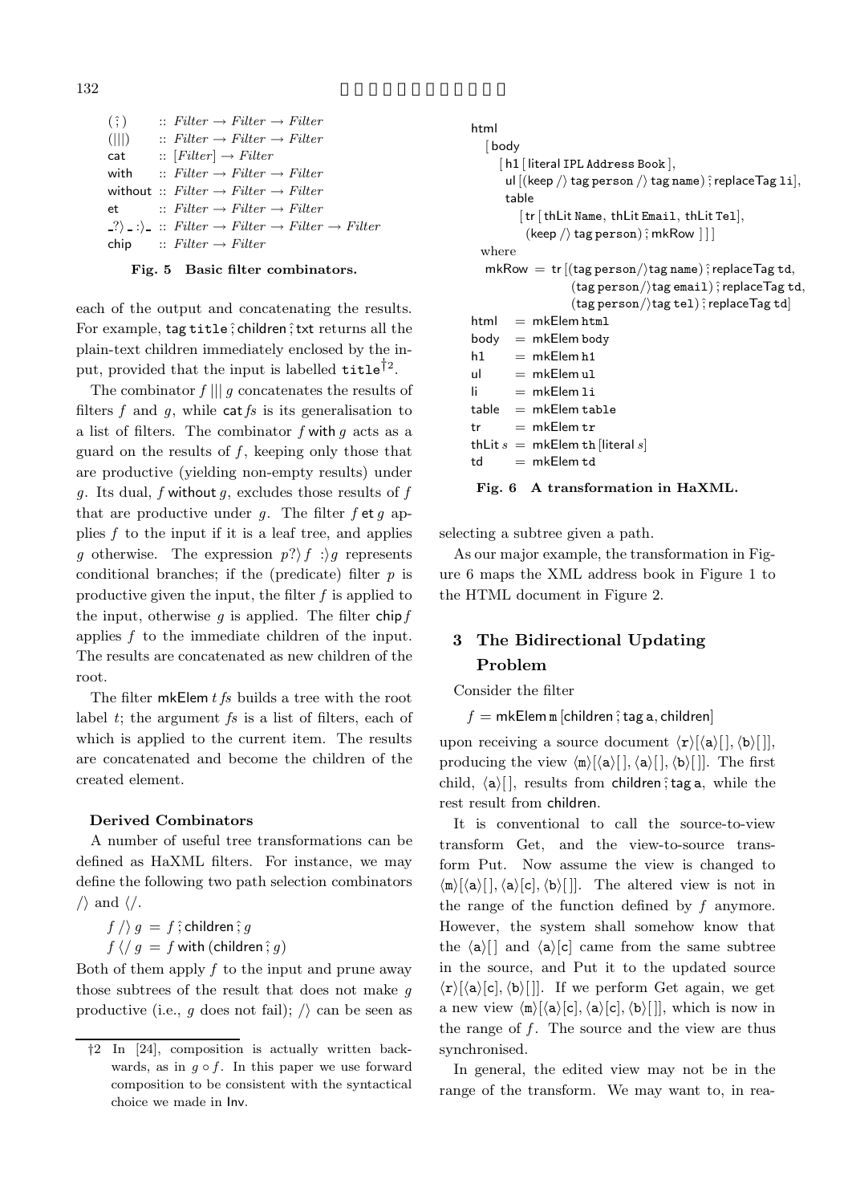```
(⨾)     :: Filter → Filter → Filter
(|||)   :: Filter → Filter → Filter
cat     :: [Filter] → Filter
with    :: Filter → Filter → Filter
without :: Filter → Filter → Filter
et      :: Filter → Filter → Filter
_?⟩ _ :⟩_ :: Filter → Filter → Filter → Filter
chip    :: Filter → Filter
```

**Fig. 5 Basic filter combinators.**

each of the output and concatenating the results. For example, tag `title` ⨾ children ⨾ txt returns all the plain-text children immediately enclosed by the input, provided that the input is labelled `title`[†2].

The combinator $f \,|||\, g$ concatenates the results of filters $f$ and $g$, while cat $fs$ is its generalisation to a list of filters. The combinator $f$ with $g$ acts as a guard on the results of $f$, keeping only those that are productive (yielding non-empty results) under $g$. Its dual, $f$ without $g$, excludes those results of $f$ that are productive under $g$. The filter $f$ et $g$ applies $f$ to the input if it is a leaf tree, and applies $g$ otherwise. The expression $p ?\rangle f \;:\rangle g$ represents conditional branches; if the (predicate) filter $p$ is productive given the input, the filter $f$ is applied to the input, otherwise $g$ is applied. The filter chip $f$ applies $f$ to the immediate children of the input. The results are concatenated as new children of the root.

The filter mkElem $t$ $fs$ builds a tree with the root label $t$; the argument $fs$ is a list of filters, each of which is applied to the current item. The results are concatenated and become the children of the created element.

**Derived Combinators**

A number of useful tree transformations can be defined as HaXML filters. For instance, we may define the following two path selection combinators $/\rangle$ and $\langle/$.

$f \,/\rangle\, g \;=\; f$ ⨾ children ⨾ $g$
$f \,\langle/\, g \;=\; f$ with (children ⨾ $g$)

Both of them apply $f$ to the input and prune away those subtrees of the result that does not make $g$ productive (i.e., $g$ does not fail); $/\rangle$ can be seen as selecting a subtree given a path.

As our major example, the transformation in Figure 6 maps the XML address book in Figure 1 to the HTML document in Figure 2.

```
html
  [ body
     [ h1 [ literal IPL Address Book ],
       ul [(keep /⟩ tag person /⟩ tag name) ⨾ replaceTag li],
       table
         [ tr [ thLit Name, thLit Email, thLit Tel],
           (keep /⟩ tag person) ⨾ mkRow ] ] ]
  where
   mkRow = tr [(tag person/⟩tag name) ⨾ replaceTag td,
               (tag person/⟩tag email) ⨾ replaceTag td,
               (tag person/⟩tag tel) ⨾ replaceTag td]
html    = mkElem html
body    = mkElem body
h1      = mkElem h1
ul      = mkElem ul
li      = mkElem li
table   = mkElem table
tr      = mkElem tr
thLit s = mkElem th [literal s]
td      = mkElem td
```

**Fig. 6 A transformation in HaXML.**

## 3 The Bidirectional Updating Problem

Consider the filter

$f$ = mkElem m [children ⨾ tag a, children]

upon receiving a source document $\langle \mathtt{r}\rangle[\langle \mathtt{a}\rangle[\,], \langle \mathtt{b}\rangle[\,]]$, producing the view $\langle \mathtt{m}\rangle[\langle \mathtt{a}\rangle[\,], \langle \mathtt{a}\rangle[\,], \langle \mathtt{b}\rangle[\,]]$. The first child, $\langle \mathtt{a}\rangle[\,]$, results from children ⨾ tag a, while the rest result from children.

It is conventional to call the source-to-view transform Get, and the view-to-source transform Put. Now assume the view is changed to $\langle \mathtt{m}\rangle[\langle \mathtt{a}\rangle[\,], \langle \mathtt{a}\rangle[\mathtt{c}], \langle \mathtt{b}\rangle[\,]]$. The altered view is not in the range of the function defined by $f$ anymore. However, the system shall somehow know that the $\langle \mathtt{a}\rangle[\,]$ and $\langle \mathtt{a}\rangle[\mathtt{c}]$ came from the same subtree in the source, and Put it to the updated source $\langle \mathtt{r}\rangle[\langle \mathtt{a}\rangle[\mathtt{c}], \langle \mathtt{b}\rangle[\,]]$. If we perform Get again, we get a new view $\langle \mathtt{m}\rangle[\langle \mathtt{a}\rangle[\mathtt{c}], \langle \mathtt{a}\rangle[\mathtt{c}], \langle \mathtt{b}\rangle[\,]]$, which is now in the range of $f$. The source and the view are thus synchronised.

In general, the edited view may not be in the range of the transform. We may want to, in rea-

---

†2 In [24], composition is actually written backwards, as in $g \circ f$. In this paper we use forward composition to be consistent with the syntactical choice we made in Inv.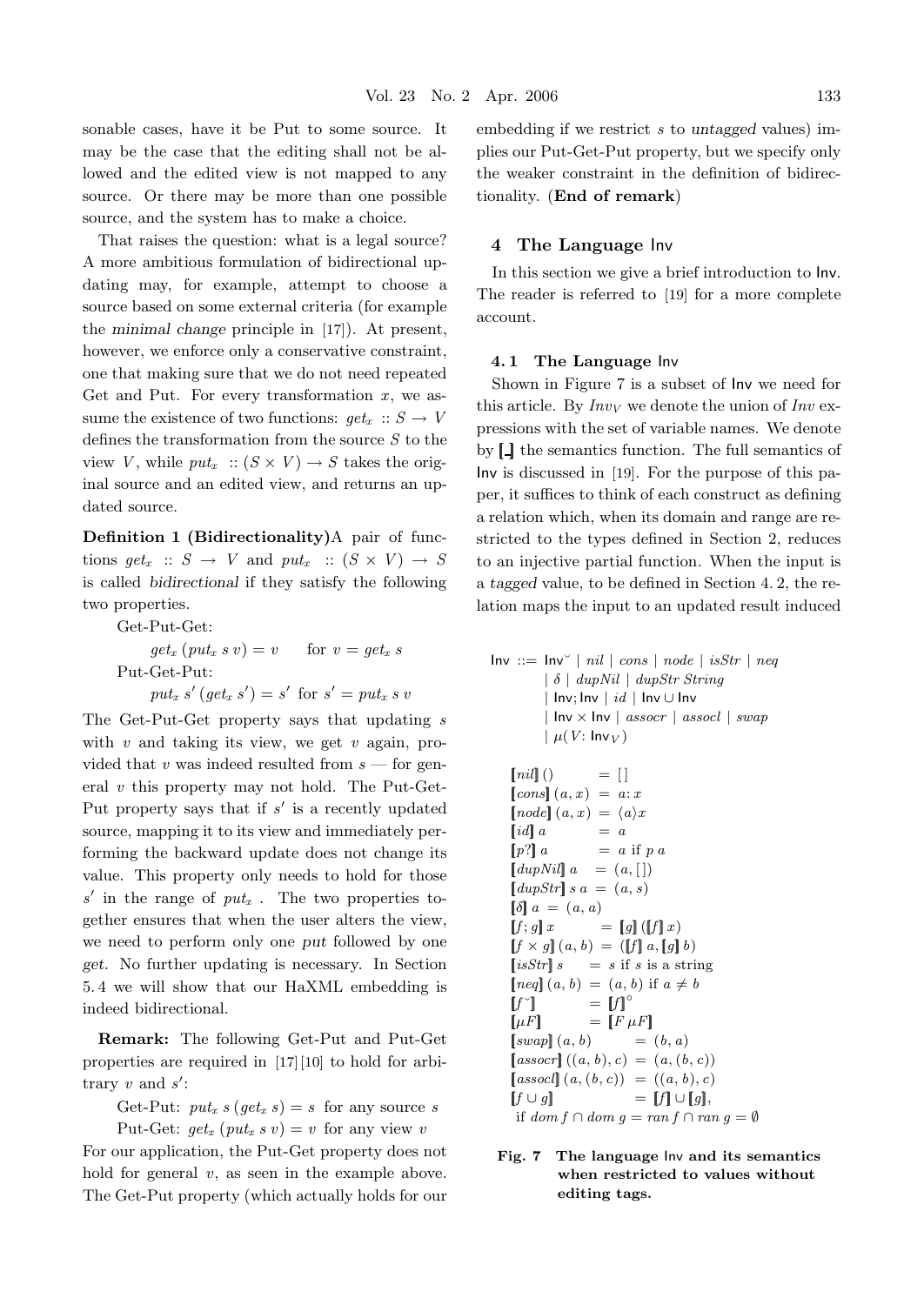sonable cases, have it be Put to some source. It may be the case that the editing shall not be allowed and the edited view is not mapped to any source. Or there may be more than one possible source, and the system has to make a choice.

That raises the question: what is a legal source? A more ambitious formulation of bidirectional updating may, for example, attempt to choose a source based on some external criteria (for example the *minimal change* principle in [17]). At present, however, we enforce only a conservative constraint, one that making sure that we do not need repeated Get and Put. For every transformation $x$, we assume the existence of two functions: $get_x :: S \rightarrow V$ defines the transformation from the source $S$ to the view $V$, while $put_x :: (S \times V) \rightarrow S$ takes the original source and an edited view, and returns an updated source.

**Definition 1 (Bidirectionality)** A pair of functions $get_x :: S \rightarrow V$ and $put_x :: (S \times V) \rightarrow S$ is called *bidirectional* if they satisfy the following two properties.

Get-Put-Get:

$$get_x\,(put_x\; s\; v) = v \qquad \text{for } v = get_x\; s$$

Put-Get-Put:

$$put_x\; s'\,(get_x\; s') = s' \text{ for } s' = put_x\; s\; v$$

The Get-Put-Get property says that updating $s$ with $v$ and taking its view, we get $v$ again, provided that $v$ was indeed resulted from $s$ — for general $v$ this property may not hold. The Put-Get-Put property says that if $s'$ is a recently updated source, mapping it to its view and immediately performing the backward update does not change its value. This property only needs to hold for those $s'$ in the range of $put_x$. The two properties together ensures that when the user alters the view, we need to perform only one *put* followed by one *get*. No further updating is necessary. In Section 5.4 we will show that our HaXML embedding is indeed bidirectional.

**Remark:** The following Get-Put and Put-Get properties are required in [17] [10] to hold for arbitrary $v$ and $s'$:

Get-Put: $put_x\; s\,(get_x\; s) = s$ for any source $s$

Put-Get: $get_x\,(put_x\; s\; v) = v$ for any view $v$

For our application, the Put-Get property does not hold for general $v$, as seen in the example above. The Get-Put property (which actually holds for our embedding if we restrict $s$ to *untagged* values) implies our Put-Get-Put property, but we specify only the weaker constraint in the definition of bidirectionality. (**End of remark**)

## 4 The Language Inv

In this section we give a brief introduction to Inv. The reader is referred to [19] for a more complete account.

### 4.1 The Language Inv

Shown in Figure 7 is a subset of Inv we need for this article. By $Inv_V$ we denote the union of $Inv$ expressions with the set of variable names. We denote by $[\![\_]\!]$ the semantics function. The full semantics of Inv is discussed in [19]. For the purpose of this paper, it suffices to think of each construct as defining a relation which, when its domain and range are restricted to the types defined in Section 2, reduces to an injective partial function. When the input is a *tagged* value, to be defined in Section 4.2, the relation maps the input to an updated result induced

$$
\begin{aligned}
\mathsf{Inv} ::= &\ \mathsf{Inv}^{\smile} \mid nil \mid cons \mid node \mid isStr \mid neq \\
&\mid \delta \mid dupNil \mid dupStr\ String \\
&\mid \mathsf{Inv}; \mathsf{Inv} \mid id \mid \mathsf{Inv} \cup \mathsf{Inv} \\
&\mid \mathsf{Inv} \times \mathsf{Inv} \mid assocr \mid assocl \mid swap \\
&\mid \mu(V\!: \mathsf{Inv}_V)
\end{aligned}
$$

$$
\begin{aligned}
[\![nil]\!]\,() &= [\,] \\
[\![cons]\!]\,(a, x) &= a\!:x \\
[\![node]\!]\,(a, x) &= \langle a \rangle x \\
[\![id]\!]\,a &= a \\
[\![p?]\!]\,a &= a \text{ if } p\ a \\
[\![dupNil]\!]\,a &= (a, [\,]) \\
[\![dupStr]\!]\,s\ a &= (a, s) \\
[\![\delta]\!]\,a &= (a, a) \\
[\![f; g]\!]\,x &= [\![g]\!]\,([\![f]\!]\,x) \\
[\![f \times g]\!]\,(a, b) &= ([\![f]\!]\,a, [\![g]\!]\,b) \\
[\![isStr]\!]\,s &= s \text{ if } s \text{ is a string} \\
[\![neq]\!]\,(a, b) &= (a, b) \text{ if } a \neq b \\
[\![f^{\smile}]\!] &= [\![f]\!]^{\circ} \\
[\![\mu F]\!] &= [\![F\,\mu F]\!] \\
[\![swap]\!]\,(a, b) &= (b, a) \\
[\![assocr]\!]\,((a, b), c) &= (a, (b, c)) \\
[\![assocl]\!]\,(a, (b, c)) &= ((a, b), c) \\
[\![f \cup g]\!] &= [\![f]\!] \cup [\![g]\!], \\
&\text{if } dom\, f \cap dom\, g = ran\, f \cap ran\, g = \emptyset
\end{aligned}
$$

**Fig. 7 The language Inv and its semantics when restricted to values without editing tags.**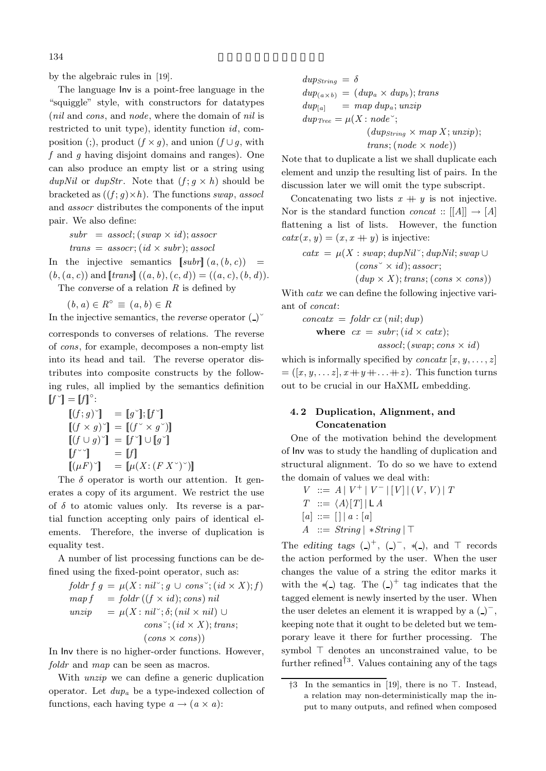by the algebraic rules in [19].

The language Inv is a point-free language in the "squiggle" style, with constructors for datatypes (*nil* and *cons*, and *node*, where the domain of *nil* is restricted to unit type), identity function *id*, composition (;), product $(f \times g)$, and union $(f \cup g$, with $f$ and $g$ having disjoint domains and ranges). One can also produce an empty list or a string using *dupNil* or *dupStr*. Note that $(f; g \times h)$ should be bracketed as $((f; g) \times h)$. The functions *swap*, *assocl* and *assocr* distributes the components of the input pair. We also define:

$$subr \;=\; assocl; (swap \times id); assocr$$
$$trans \;=\; assocr; (id \times subr); assocl$$

In the injective semantics $[\![subr]\!]\,(a,(b,c)) = (b,(a,c))$ and $[\![trans]\!]\,((a,b),(c,d)) = ((a,c),(b,d))$.

The *converse* of a relation $R$ is defined by

$$(b,a) \in R^{\circ} \;\equiv\; (a,b) \in R$$

In the injective semantics, the *reverse* operator $(\_)^{\smile}$ corresponds to converses of relations. The reverse of *cons*, for example, decomposes a non-empty list into its head and tail. The reverse operator distributes into composite constructs by the following rules, all implied by the semantics definition $[\![f^{\smile}]\!] = [\![f]\!]^{\circ}$:

$$
\begin{aligned}
[\![(f;g)^{\smile}]\!] &= [\![g^{\smile}]\!]; [\![f^{\smile}]\!] \\
[\![(f \times g)^{\smile}]\!] &= [\![(f^{\smile} \times g^{\smile})]\!] \\
[\![(f \cup g)^{\smile}]\!] &= [\![f^{\smile}]\!] \cup [\![g^{\smile}]\!] \\
[\![f^{\smile\smile}]\!] &= [\![f]\!] \\
[\![(\mu F)^{\smile}]\!] &= [\![\mu(X\colon (F\,X^{\smile})^{\smile})]\!]
\end{aligned}
$$

The $\delta$ operator is worth our attention. It generates a copy of its argument. We restrict the use of $\delta$ to atomic values only. Its reverse is a partial function accepting only pairs of identical elements. Therefore, the inverse of duplication is equality test.

A number of list processing functions can be defined using the fixed-point operator, such as:

$$
\begin{aligned}
foldr\,f\,g &= \mu(X\colon nil^{\smile}; g \,\cup\, cons^{\smile}; (id \times X); f) \\
map\,f &= foldr\,((f \times id); cons)\;nil \\
unzip &= \mu(X\colon nil^{\smile}; \delta; (nil \times nil) \,\cup \\
&\qquad cons^{\smile}; (id \times X); trans; \\
&\qquad (cons \times cons))
\end{aligned}
$$

In Inv there is no higher-order functions. However, *foldr* and *map* can be seen as macros.

With *unzip* we can define a generic duplication operator. Let $dup_a$ be a type-indexed collection of functions, each having type $a \rightarrow (a \times a)$:

$$
\begin{aligned}
dup_{String} &= \delta \\
dup_{(a \times b)} &= (dup_a \times dup_b); trans \\
dup_{[a]} &= map\;dup_a; unzip \\
dup_{Tree} &= \mu(X\colon node^{\smile}; \\
&\qquad (dup_{String} \times map\,X; unzip); \\
&\qquad trans; (node \times node))
\end{aligned}
$$

Note that to duplicate a list we shall duplicate each element and unzip the resulting list of pairs. In the discussion later we will omit the type subscript.

Concatenating two lists $x +\!\!+\, y$ is not injective. Nor is the standard function $concat :: [[A]] \rightarrow [A]$ flattening a list of lists. However, the function $catx(x,y) = (x, x +\!\!+\, y)$ is injective:

$$
\begin{aligned}
catx \;=\; \mu(X &: swap; dupNil^{\smile}; dupNil; swap \,\cup \\
&(cons^{\smile} \times id); assocr; \\
&(dup \times X); trans; (cons \times cons))
\end{aligned}
$$

With *catx* we can define the following injective variant of *concat*:

$$
\begin{aligned}
concatx &= foldr\;cx\;(nil; dup) \\
\textbf{where}\;\; cx &= subr; (id \times catx); \\
&\qquad assocl; (swap; cons \times id)
\end{aligned}
$$

which is informally specified by $concatx\,[x,y,\ldots,z] = ([x,y,\ldots z], x +\!\!+\, y +\!\!+ \ldots +\!\!+\, z)$. This function turns out to be crucial in our HaXML embedding.

### 4.2 Duplication, Alignment, and Concatenation

One of the motivation behind the development of Inv was to study the handling of duplication and structural alignment. To do so we have to extend the domain of values we deal with:

$$
\begin{aligned}
V &::= A \mid V^{+} \mid V^{-} \mid [V] \mid (V,V) \mid T \\
T &::= \langle A \rangle [T] \mid \text{L}\,A \\
[a] &::= [\,] \mid a : [a] \\
A &::= String \mid *String \mid \top
\end{aligned}
$$

The *editing tags* $(\_)^{+}$, $(\_)^{-}$, $*(\_)$, and $\top$ records the action performed by the user. When the user changes the value of a string the editor marks it with the $*(\_)$ tag. The $(\_)^{+}$ tag indicates that the tagged element is newly inserted by the user. When the user deletes an element it is wrapped by a $(\_)^{-}$, keeping note that it ought to be deleted but we temporary leave it there for further processing. The symbol $\top$ denotes an unconstrained value, to be further refined[†3]. Values containing any of the tags

†3 In the semantics in [19], there is no $\top$. Instead, a relation may non-deterministically map the input to many outputs, and refined when composed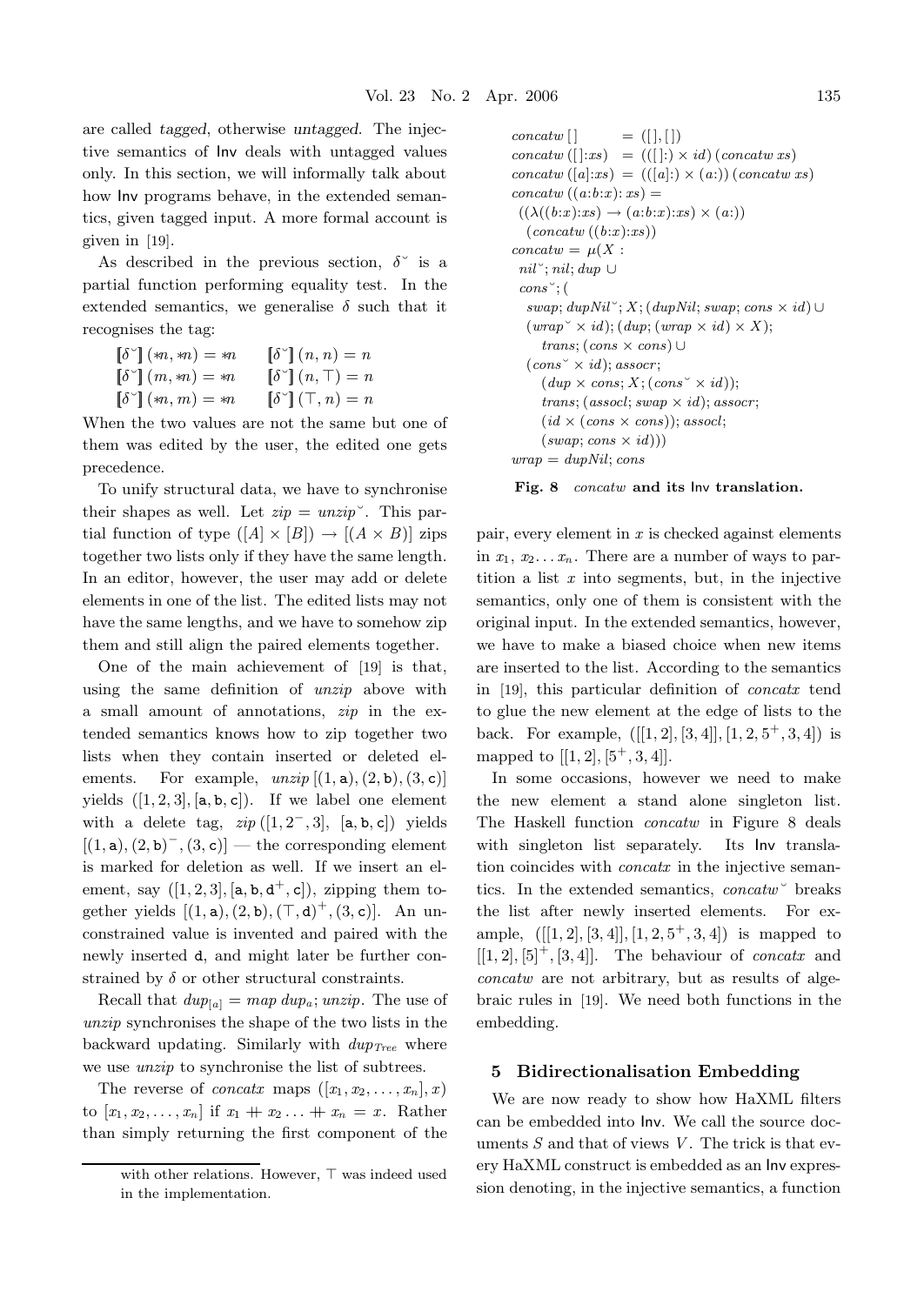are called *tagged*, otherwise *untagged*. The injective semantics of Inv deals with untagged values only. In this section, we will informally talk about how Inv programs behave, in the extended semantics, given tagged input. A more formal account is given in [19].

As described in the previous section, $\delta^{\smile}$ is a partial function performing equality test. In the extended semantics, we generalise $\delta$ such that it recognises the tag:

$$
\begin{array}{ll}
[\![\delta^{\smile}]\!]\,(*n, *n) = *n & [\![\delta^{\smile}]\!]\,(n, n) = n \\
[\![\delta^{\smile}]\!]\,(m, *n) = *n & [\![\delta^{\smile}]\!]\,(n, \top) = n \\
[\![\delta^{\smile}]\!]\,(*n, m) = *n & [\![\delta^{\smile}]\!]\,(\top, n) = n
\end{array}
$$

When the two values are not the same but one of them was edited by the user, the edited one gets precedence.

To unify structural data, we have to synchronise their shapes as well. Let $zip = unzip^{\smile}$. This partial function of type $([A] \times [B]) \to [(A \times B)]$ zips together two lists only if they have the same length. In an editor, however, the user may add or delete elements in one of the list. The edited lists may not have the same lengths, and we have to somehow zip them and still align the paired elements together.

One of the main achievement of [19] is that, using the same definition of *unzip* above with a small amount of annotations, *zip* in the extended semantics knows how to zip together two lists when they contain inserted or deleted elements. For example, $unzip\,[(1, \mathsf{a}), (2, \mathsf{b}), (3, \mathsf{c})]$ yields $([1, 2, 3], [\mathsf{a}, \mathsf{b}, \mathsf{c}])$. If we label one element with a delete tag, $zip\,([1, 2^-, 3],\ [\mathsf{a}, \mathsf{b}, \mathsf{c}])$ yields $[(1, \mathsf{a}), (2, \mathsf{b})^-, (3, \mathsf{c})]$ — the corresponding element is marked for deletion as well. If we insert an element, say $([1, 2, 3], [\mathsf{a}, \mathsf{b}, \mathsf{d}^+, \mathsf{c}])$, zipping them together yields $[(1, \mathsf{a}), (2, \mathsf{b}), (\top, \mathsf{d})^+, (3, \mathsf{c})]$. An unconstrained value is invented and paired with the newly inserted d, and might later be further constrained by $\delta$ or other structural constraints.

Recall that $dup_{[a]} = map\ dup_a; unzip$. The use of *unzip* synchronises the shape of the two lists in the backward updating. Similarly with $dup_{Tree}$ where we use *unzip* to synchronise the list of subtrees.

The reverse of *concatx* maps $([x_1, x_2, \ldots, x_n], x)$ to $[x_1, x_2, \ldots, x_n]$ if $x_1 \mathbin{+\!\!+} x_2 \ldots \mathbin{+\!\!+} x_n = x$. Rather than simply returning the first component of the pair, every element in $x$ is checked against elements in $x_1, x_2 \ldots x_n$. There are a number of ways to partition a list $x$ into segments, but, in the injective semantics, only one of them is consistent with the original input. In the extended semantics, however, we have to make a biased choice when new items are inserted to the list. According to the semantics in [19], this particular definition of *concatx* tend to glue the new element at the edge of lists to the back. For example, $([[1, 2], [3, 4]], [1, 2, 5^+, 3, 4])$ is mapped to $[[1, 2], [5^+, 3, 4]]$.

In some occasions, however we need to make the new element a stand alone singleton list. The Haskell function *concatw* in Figure 8 deals with singleton list separately. Its Inv translation coincides with *concatx* in the injective semantics. In the extended semantics, $concatw^{\smile}$ breaks the list after newly inserted elements. For example, $([[1, 2], [3, 4]], [1, 2, 5^+, 3, 4])$ is mapped to $[[1, 2], [5]^+, [3, 4]]$. The behaviour of *concatx* and *concatw* are not arbitrary, but as results of algebraic rules in [19]. We need both functions in the embedding.

$$
\begin{array}{l}
concatw\,[\,] \qquad\quad = ([\,], [\,]) \\
concatw\,([\,]{:}xs) \;\;= (([\,]{:}) \times id)\,(concatw\ xs) \\
concatw\,([a]{:}xs) \;= (([a]{:}) \times (a{:}))\,(concatw\ xs) \\
concatw\,((a{:}b{:}x){:}\,xs) = \\
\quad ((\lambda((b{:}x){:}xs) \to (a{:}b{:}x){:}xs) \times (a{:})) \\
\quad\;\; (concatw\,((b{:}x){:}xs)) \\
concatw = \mu(X: \\
\;\; nil^{\smile}; nil; dup \cup \\
\;\; cons^{\smile}; ( \\
\quad swap; dupNil^{\smile}; X; (dupNil; swap; cons \times id) \cup \\
\quad (wrap^{\smile} \times id); (dup; (wrap \times id) \times X); \\
\qquad trans; (cons \times cons) \cup \\
\quad (cons^{\smile} \times id); assocr; \\
\qquad (dup \times cons; X; (cons^{\smile} \times id)); \\
\qquad trans; (assocl; swap \times id); assocr; \\
\qquad (id \times (cons \times cons)); assocl; \\
\qquad (swap; cons \times id))) \\
wrap = dupNil; cons
\end{array}
$$

**Fig. 8** *concatw* **and its Inv translation.**

## 5 Bidirectionalisation Embedding

We are now ready to show how HaXML filters can be embedded into Inv. We call the source documents $S$ and that of views $V$. The trick is that every HaXML construct is embedded as an Inv expression denoting, in the injective semantics, a function

with other relations. However, $\top$ was indeed used in the implementation.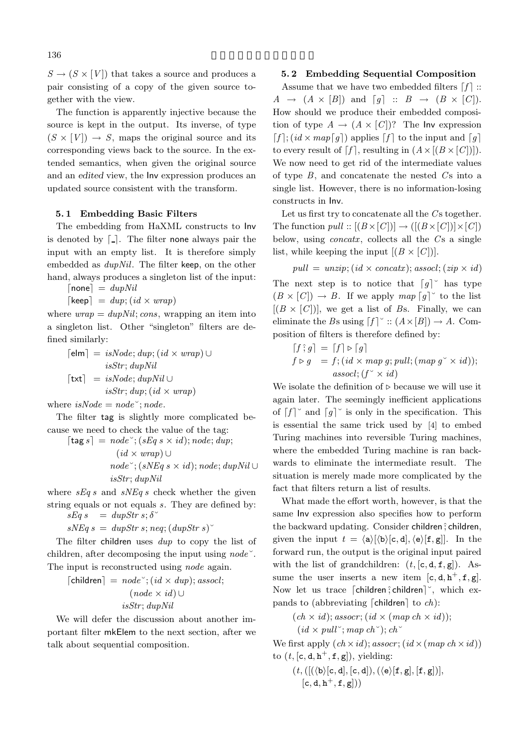$S \to (S \times [V])$ that takes a source and produces a pair consisting of a copy of the given source together with the view.

The function is apparently injective because the source is kept in the output. Its inverse, of type $(S \times [V]) \to S$, maps the original source and its corresponding views back to the source. In the extended semantics, when given the original source and an *edited* view, the Inv expression produces an updated source consistent with the transform.

### 5.1 Embedding Basic Filters

The embedding from HaXML constructs to Inv is denoted by $\lceil \_ \rceil$. The filter none always pair the input with an empty list. It is therefore simply embedded as *dupNil*. The filter keep, on the other hand, always produces a singleton list of the input:

$$\lceil \mathsf{none} \rceil \;=\; \mathit{dupNil}$$

$$\lceil \mathsf{keep} \rceil \;=\; \mathit{dup}; (\mathit{id} \times \mathit{wrap})$$

where $\mathit{wrap} = \mathit{dupNil}; \mathit{cons}$, wrapping an item into a singleton list. Other "singleton" filters are defined similarly:

$$\begin{aligned}\lceil \mathsf{elm} \rceil \;&=\; \mathit{isNode}; \mathit{dup}; (\mathit{id} \times \mathit{wrap}) \cup \\ &\quad\;\; \mathit{isStr}; \mathit{dupNil} \\ \lceil \mathsf{txt} \rceil \;&=\; \mathit{isNode}; \mathit{dupNil} \cup \\ &\quad\;\; \mathit{isStr}; \mathit{dup}; (\mathit{id} \times \mathit{wrap})\end{aligned}$$

where $\mathit{isNode} = \mathit{node}^{\smile}; \mathit{node}$.

The filter tag is slightly more complicated because we need to check the value of the tag:

$$\begin{aligned}\lceil \mathsf{tag}\ s \rceil \;=\; &\mathit{node}^{\smile}; (\mathit{sEq}\ s \times \mathit{id}); \mathit{node}; \mathit{dup}; \\ &\quad (\mathit{id} \times \mathit{wrap}) \cup \\ &\mathit{node}^{\smile}; (\mathit{sNEq}\ s \times \mathit{id}); \mathit{node}; \mathit{dupNil} \cup \\ &\mathit{isStr}; \mathit{dupNil}\end{aligned}$$

where $\mathit{sEq}\ s$ and $\mathit{sNEq}\ s$ check whether the given string equals or not equals $s$. They are defined by:

$$\begin{aligned}\mathit{sEq}\ s \;&=\; \mathit{dupStr}\ s; \delta^{\smile} \\ \mathit{sNEq}\ s \;&=\; \mathit{dupStr}\ s; \mathit{neq}; (\mathit{dupStr}\ s)^{\smile}\end{aligned}$$

The filter children uses *dup* to copy the list of children, after decomposing the input using $\mathit{node}^{\smile}$. The input is reconstructed using *node* again.

$$\begin{aligned}\lceil \mathsf{children} \rceil \;=\; &\mathit{node}^{\smile}; (\mathit{id} \times \mathit{dup}); \mathit{assocl}; \\ &\quad (\mathit{node} \times \mathit{id}) \cup \\ &\mathit{isStr}; \mathit{dupNil}\end{aligned}$$

We will defer the discussion about another important filter mkElem to the next section, after we talk about sequential composition.

### 5.2 Embedding Sequential Composition

Assume that we have two embedded filters $\lceil f \rceil :: A \to (A \times [B])$ and $\lceil g \rceil :: B \to (B \times [C])$. How should we produce their embedded composition of type $A \to (A \times [C])$? The Inv expression $\lceil f \rceil; (\mathit{id} \times \mathit{map} \lceil g \rceil)$ applies $\lceil f \rceil$ to the input and $\lceil g \rceil$ to every result of $\lceil f \rceil$, resulting in $(A \times [(B \times [C])])$. We now need to get rid of the intermediate values of type $B$, and concatenate the nested $C$s into a single list. However, there is no information-losing constructs in Inv.

Let us first try to concatenate all the $C$s together. The function $\mathit{pull} :: [(B \times [C])] \to ([(B \times [C])] \times [C])$ below, using *concatx*, collects all the $C$s a single list, while keeping the input $[(B \times [C])]$.

$$\mathit{pull} \;=\; \mathit{unzip}; (\mathit{id} \times \mathit{concatx}); \mathit{assocl}; (\mathit{zip} \times \mathit{id})$$

The next step is to notice that $\lceil g \rceil^{\smile}$ has type $(B \times [C]) \to B$. If we apply $\mathit{map} \lceil g \rceil^{\smile}$ to the list $[(B \times [C])]$, we get a list of $B$s. Finally, we can eliminate the $B$s using $\lceil f \rceil^{\smile} :: (A \times [B]) \to A$. Composition of filters is therefore defined by:

$$\begin{aligned}\lceil f \,\hat{;}\, g \rceil \;&=\; \lceil f \rceil \triangleright \lceil g \rceil \\ f \triangleright g \;&=\; f; (\mathit{id} \times \mathit{map}\ g; \mathit{pull}; (\mathit{map}\ g^{\smile} \times \mathit{id})); \\ &\quad\;\; \mathit{assocl}; (f^{\smile} \times \mathit{id})\end{aligned}$$

We isolate the definition of $\triangleright$ because we will use it again later. The seemingly inefficient applications of $\lceil f \rceil^{\smile}$ and $\lceil g \rceil^{\smile}$ is only in the specification. This is essential the same trick used by [4] to embed Turing machines into reversible Turing machines, where the embedded Turing machine is ran backwards to eliminate the intermediate result. The situation is merely made more complicated by the fact that filters return a list of results.

What made the effort worth, however, is that the same Inv expression also specifies how to perform the backward updating. Consider children $\hat{;}$ children, given the input $t = \langle \mathtt{a} \rangle [\langle \mathtt{b} \rangle [\mathtt{c}, \mathtt{d}], \langle \mathtt{e} \rangle [\mathtt{f}, \mathtt{g}]]$. In the forward run, the output is the original input paired with the list of grandchildren: $(t, [\mathtt{c}, \mathtt{d}, \mathtt{f}, \mathtt{g}])$. Assume the user inserts a new item $[\mathtt{c}, \mathtt{d}, \mathtt{h}^{+}, \mathtt{f}, \mathtt{g}]$. Now let us trace $\lceil \mathsf{children} \,\hat{;}\, \mathsf{children} \rceil^{\smile}$, which expands to (abbreviating $\lceil \mathsf{children} \rceil$ to $\mathit{ch}$):

$$\begin{aligned}&(\mathit{ch} \times \mathit{id}); \mathit{assocr}; (\mathit{id} \times (\mathit{map}\ \mathit{ch} \times \mathit{id})); \\ &\quad (\mathit{id} \times \mathit{pull}^{\smile}; \mathit{map}\ \mathit{ch}^{\smile}); \mathit{ch}^{\smile}\end{aligned}$$

We first apply $(\mathit{ch} \times \mathit{id}); \mathit{assocr}; (\mathit{id} \times (\mathit{map}\ \mathit{ch} \times \mathit{id}))$ to $(t, [\mathtt{c}, \mathtt{d}, \mathtt{h}^{+}, \mathtt{f}, \mathtt{g}])$, yielding:

$$\begin{aligned}&(t, ([(\langle \mathtt{b} \rangle [\mathtt{c}, \mathtt{d}], [\mathtt{c}, \mathtt{d}]), (\langle \mathtt{e} \rangle [\mathtt{f}, \mathtt{g}], [\mathtt{f}, \mathtt{g}])], \\ &\quad [\mathtt{c}, \mathtt{d}, \mathtt{h}^{+}, \mathtt{f}, \mathtt{g}]))\end{aligned}$$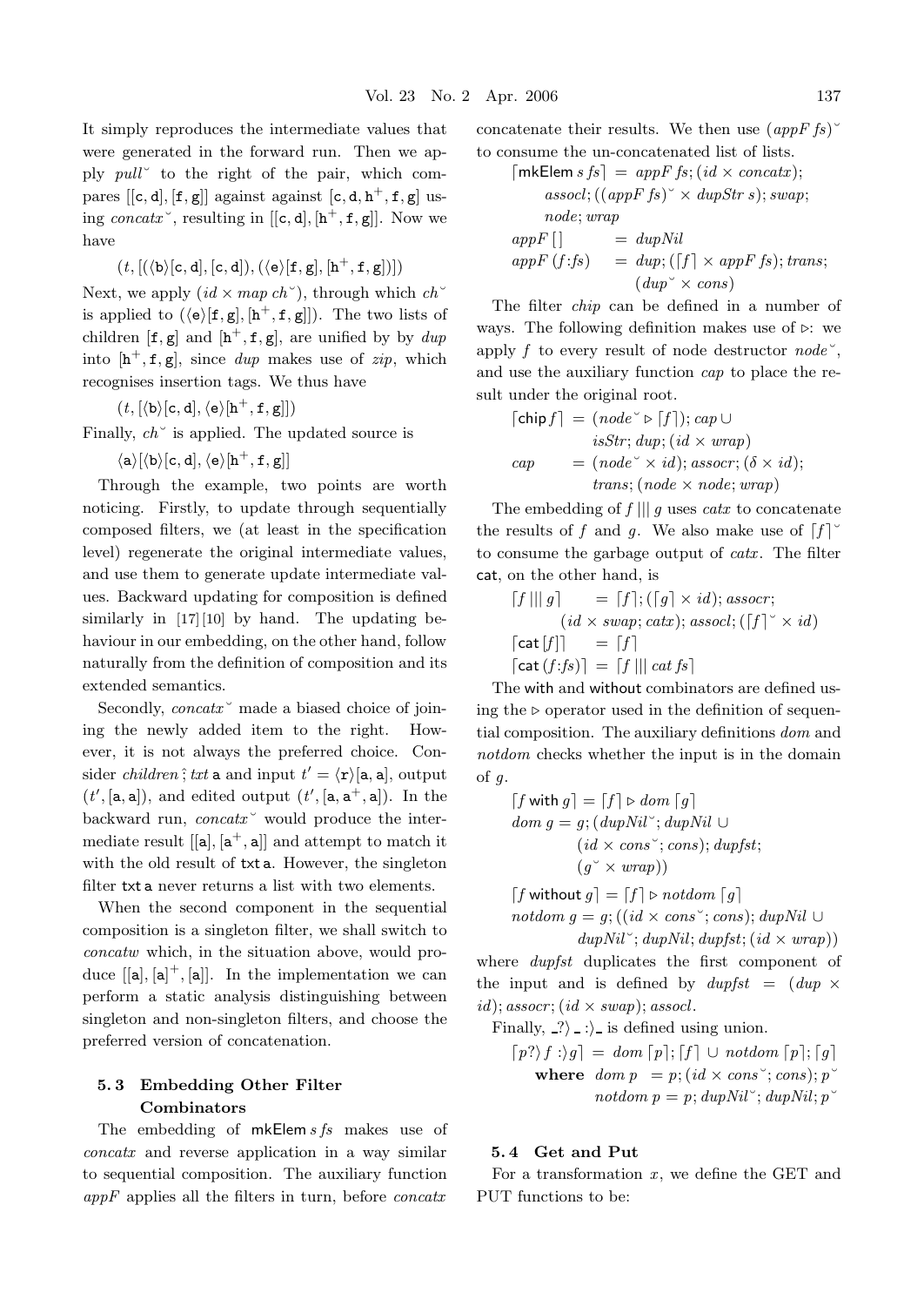It simply reproduces the intermediate values that were generated in the forward run. Then we apply $pull^{\smile}$ to the right of the pair, which compares $[[\mathtt{c},\mathtt{d}],[\mathtt{f},\mathtt{g}]]$ against against $[\mathtt{c},\mathtt{d},\mathtt{h}^{+},\mathtt{f},\mathtt{g}]$ using $concatx^{\smile}$, resulting in $[[\mathtt{c},\mathtt{d}],[\mathtt{h}^{+},\mathtt{f},\mathtt{g}]]$. Now we have

$$(t,[(\langle\mathtt{b}\rangle[\mathtt{c},\mathtt{d}],[\mathtt{c},\mathtt{d}]),(\langle\mathtt{e}\rangle[\mathtt{f},\mathtt{g}],[\mathtt{h}^{+},\mathtt{f},\mathtt{g}])])$$

Next, we apply $(id \times map\ ch^{\smile})$, through which $ch^{\smile}$ is applied to $(\langle\mathtt{e}\rangle[\mathtt{f},\mathtt{g}],[\mathtt{h}^{+},\mathtt{f},\mathtt{g}])$. The two lists of children $[\mathtt{f},\mathtt{g}]$ and $[\mathtt{h}^{+},\mathtt{f},\mathtt{g}]$, are unified by by $dup$ into $[\mathtt{h}^{+},\mathtt{f},\mathtt{g}]$, since $dup$ makes use of $zip$, which recognises insertion tags. We thus have

$$(t,[\langle\mathtt{b}\rangle[\mathtt{c},\mathtt{d}],\langle\mathtt{e}\rangle[\mathtt{h}^{+},\mathtt{f},\mathtt{g}]])$$

Finally, $ch^{\smile}$ is applied. The updated source is

$$\langle\mathtt{a}\rangle[\langle\mathtt{b}\rangle[\mathtt{c},\mathtt{d}],\langle\mathtt{e}\rangle[\mathtt{h}^{+},\mathtt{f},\mathtt{g}]]$$

Through the example, two points are worth noticing. Firstly, to update through sequentially composed filters, we (at least in the specification level) regenerate the original intermediate values, and use them to generate update intermediate values. Backward updating for composition is defined similarly in [17][10] by hand. The updating behaviour in our embedding, on the other hand, follow naturally from the definition of composition and its extended semantics.

Secondly, $concatx^{\smile}$ made a biased choice of joining the newly added item to the right. However, it is not always the preferred choice. Consider $children\,\hat{;}\,txt\ \mathtt{a}$ and input $t' = \langle\mathtt{r}\rangle[\mathtt{a},\mathtt{a}]$, output $(t',[\mathtt{a},\mathtt{a}])$, and edited output $(t',[\mathtt{a},\mathtt{a}^{+},\mathtt{a}])$. In the backward run, $concatx^{\smile}$ would produce the intermediate result $[[\mathtt{a}],[\mathtt{a}^{+},\mathtt{a}]]$ and attempt to match it with the old result of $\mathsf{txt}\,\mathtt{a}$. However, the singleton filter $\mathsf{txt}\,\mathtt{a}$ never returns a list with two elements.

When the second component in the sequential composition is a singleton filter, we shall switch to $concatw$ which, in the situation above, would produce $[[\mathtt{a}],[\mathtt{a}]^{+},[\mathtt{a}]]$. In the implementation we can perform a static analysis distinguishing between singleton and non-singleton filters, and choose the preferred version of concatenation.

### 5.3 Embedding Other Filter Combinators

The embedding of $\mathsf{mkElem}\,s\,fs$ makes use of $concatx$ and reverse application in a way similar to sequential composition. The auxiliary function $appF$ applies all the filters in turn, before $concatx$ concatenate their results. We then use $(appF\ fs)^{\smile}$ to consume the un-concatenated list of lists.

$$\begin{aligned}
\lceil \mathsf{mkElem}\ s\ fs \rceil &= appF\ fs; (id \times concatx);\\
&\quad assocl; ((appF\ fs)^{\smile} \times dupStr\ s); swap;\\
&\quad node; wrap\\
appF\ [\,] &= dupNil\\
appF\ (f{:}fs) &= dup; (\lceil f \rceil \times appF\ fs); trans;\\
&\quad (dup^{\smile} \times cons)
\end{aligned}$$

The filter $chip$ can be defined in a number of ways. The following definition makes use of $\triangleright$: we apply $f$ to every result of node destructor $node^{\smile}$, and use the auxiliary function $cap$ to place the result under the original root.

$$\begin{aligned}
\lceil \mathsf{chip}\ f \rceil &= (node^{\smile} \triangleright \lceil f \rceil); cap \cup\\
&\quad isStr; dup; (id \times wrap)\\
cap &= (node^{\smile} \times id); assocr; (\delta \times id);\\
&\quad trans; (node \times node; wrap)
\end{aligned}$$

The embedding of $f\,|||\,g$ uses $catx$ to concatenate the results of $f$ and $g$. We also make use of $\lceil f \rceil^{\smile}$ to consume the garbage output of $catx$. The filter $\mathsf{cat}$, on the other hand, is

$$\begin{aligned}
\lceil f\,|||\,g \rceil &= \lceil f \rceil; (\lceil g \rceil \times id); assocr;\\
&\quad (id \times swap; catx); assocl; (\lceil f \rceil^{\smile} \times id)\\
\lceil \mathsf{cat}\ [f] \rceil &= \lceil f \rceil\\
\lceil \mathsf{cat}\ (f{:}fs) \rceil &= \lceil f\,|||\,cat\ fs \rceil
\end{aligned}$$

The $\mathsf{with}$ and $\mathsf{without}$ combinators are defined using the $\triangleright$ operator used in the definition of sequential composition. The auxiliary definitions $dom$ and $notdom$ checks whether the input is in the domain of $g$.

$$\begin{aligned}
&\lceil f\ \mathsf{with}\ g \rceil = \lceil f \rceil \triangleright dom\ \lceil g \rceil\\
&dom\ g = g; (dupNil^{\smile}; dupNil\ \cup\\
&\qquad (id \times cons^{\smile}; cons); dupfst;\\
&\qquad (g^{\smile} \times wrap))\\
&\lceil f\ \mathsf{without}\ g \rceil = \lceil f \rceil \triangleright notdom\ \lceil g \rceil\\
&notdom\ g = g; ((id \times cons^{\smile}; cons); dupNil\ \cup\\
&\qquad dupNil^{\smile}; dupNil; dupfst; (id \times wrap))
\end{aligned}$$

where $dupfst$ duplicates the first component of the input and is defined by $dupfst = (dup \times id); assocr; (id \times swap); assocl$.

Finally, $\_?\rangle\,\_\,{:}\rangle\,\_$ is defined using union.

$$\begin{aligned}
\lceil p?\rangle\, f :\rangle\, g \rceil &= dom\ \lceil p \rceil; \lceil f \rceil \cup notdom\ \lceil p \rceil; \lceil g \rceil\\
\textbf{where}\ \ dom\ p &= p; (id \times cons^{\smile}; cons); p^{\smile}\\
notdom\ p &= p; dupNil^{\smile}; dupNil; p^{\smile}
\end{aligned}$$

### 5.4 Get and Put

For a transformation $x$, we define the GET and PUT functions to be: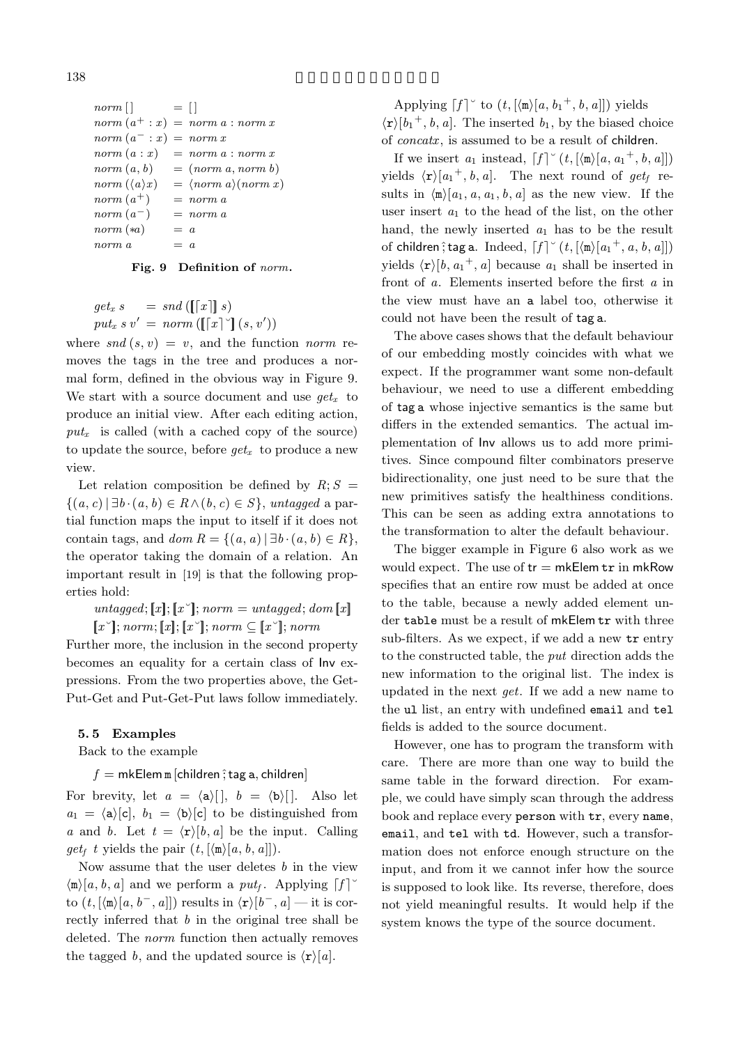$$
\begin{aligned}
norm\,[\,] &= [\,]\\
norm\,(a^+ : x) &= norm\ a : norm\ x\\
norm\,(a^- : x) &= norm\ x\\
norm\,(a : x) &= norm\ a : norm\ x\\
norm\,(a, b) &= (norm\ a, norm\ b)\\
norm\,(\langle a\rangle x) &= \langle norm\ a\rangle(norm\ x)\\
norm\,(a^+) &= norm\ a\\
norm\,(a^-) &= norm\ a\\
norm\,(*a) &= a\\
norm\ a &= a
\end{aligned}
$$

**Fig. 9 Definition of** *norm*.

$$
\begin{aligned}
get_x\ s &= snd\,([\![\lceil x\rceil]\!]\ s)\\
put_x\ s\ v' &= norm\,([\![\lceil x\rceil^{\smile}]\!]\,(s, v'))
\end{aligned}
$$

where $snd\,(s, v) = v$, and the function *norm* removes the tags in the tree and produces a normal form, defined in the obvious way in Figure 9. We start with a source document and use $get_x$ to produce an initial view. After each editing action, $put_x$ is called (with a cached copy of the source) to update the source, before $get_x$ to produce a new view.

Let relation composition be defined by $R; S = \{(a, c) \mid \exists b \cdot (a, b) \in R \wedge (b, c) \in S\}$, *untagged* a partial function maps the input to itself if it does not contain tags, and $dom\ R = \{(a, a) \mid \exists b \cdot (a, b) \in R\}$, the operator taking the domain of a relation. An important result in [19] is that the following properties hold:

$$
\begin{aligned}
&untagged; [\![x]\!]; [\![x^{\smile}]\!]; norm = untagged; dom\,[\![x]\!]\\
&[\![x^{\smile}]\!]; norm; [\![x]\!]; [\![x^{\smile}]\!]; norm \subseteq [\![x^{\smile}]\!]; norm
\end{aligned}
$$

Further more, the inclusion in the second property becomes an equality for a certain class of Inv expressions. From the two properties above, the Get-Put-Get and Put-Get-Put laws follow immediately.

### 5.5 Examples

Back to the example

$$f = \mathsf{mkElem}\ \mathtt{m}\ [\mathsf{children}\ \hat{;}\ \mathsf{tag}\ \mathsf{a}, \mathsf{children}]$$

For brevity, let $a = \langle \mathtt{a}\rangle[\,]$, $b = \langle \mathtt{b}\rangle[\,]$. Also let $a_1 = \langle \mathtt{a}\rangle[\mathtt{c}]$, $b_1 = \langle \mathtt{b}\rangle[\mathtt{c}]$ to be distinguished from $a$ and $b$. Let $t = \langle \mathtt{r}\rangle[b, a]$ be the input. Calling $get_f\ t$ yields the pair $(t, [\langle \mathtt{m}\rangle[a, b, a]])$.

Now assume that the user deletes $b$ in the view $\langle \mathtt{m}\rangle[a, b, a]$ and we perform a $put_f$. Applying $\lceil f\rceil^{\smile}$ to $(t, [\langle \mathtt{m}\rangle[a, b^-, a]])$ results in $\langle \mathtt{r}\rangle[b^-, a]$ — it is correctly inferred that $b$ in the original tree shall be deleted. The *norm* function then actually removes the tagged $b$, and the updated source is $\langle \mathtt{r}\rangle[a]$.

Applying $\lceil f\rceil^{\smile}$ to $(t, [\langle \mathtt{m}\rangle[a, {b_1}^+, b, a]])$ yields $\langle \mathtt{r}\rangle[{b_1}^+, b, a]$. The inserted $b_1$, by the biased choice of *concatx*, is assumed to be a result of $\mathsf{children}$.

If we insert $a_1$ instead, $\lceil f\rceil^{\smile}(t, [\langle \mathtt{m}\rangle[a, {a_1}^+, b, a]])$ yields $\langle \mathtt{r}\rangle[{a_1}^+, b, a]$. The next round of $get_f$ results in $\langle \mathtt{m}\rangle[a_1, a, a_1, b, a]$ as the new view. If the user insert $a_1$ to the head of the list, on the other hand, the newly inserted $a_1$ has to be the result of $\mathsf{children}\ \hat{;}\ \mathsf{tag}\ \mathsf{a}$. Indeed, $\lceil f\rceil^{\smile}(t, [\langle \mathtt{m}\rangle[{a_1}^+, a, b, a]])$ yields $\langle \mathtt{r}\rangle[b, {a_1}^+, a]$ because $a_1$ shall be inserted in front of $a$. Elements inserted before the first $a$ in the view must have an $\mathsf{a}$ label too, otherwise it could not have been the result of $\mathsf{tag}\ \mathsf{a}$.

The above cases shows that the default behaviour of our embedding mostly coincides with what we expect. If the programmer want some non-default behaviour, we need to use a different embedding of $\mathsf{tag}\ \mathsf{a}$ whose injective semantics is the same but differs in the extended semantics. The actual implementation of Inv allows us to add more primitives. Since compound filter combinators preserve bidirectionality, one just need to be sure that the new primitives satisfy the healthiness conditions. This can be seen as adding extra annotations to the transformation to alter the default behaviour.

The bigger example in Figure 6 also work as we would expect. The use of $\mathsf{tr} = \mathsf{mkElem}\ \mathsf{tr}$ in $\mathsf{mkRow}$ specifies that an entire row must be added at once to the table, because a newly added element under `table` must be a result of $\mathsf{mkElem}\ \mathsf{tr}$ with three sub-filters. As we expect, if we add a new `tr` entry to the constructed table, the *put* direction adds the new information to the original list. The index is updated in the next *get*. If we add a new name to the `ul` list, an entry with undefined `email` and `tel` fields is added to the source document.

However, one has to program the transform with care. There are more than one way to build the same table in the forward direction. For example, we could have simply scan through the address book and replace every `person` with `tr`, every `name`, `email`, and `tel` with `td`. However, such a transformation does not enforce enough structure on the input, and from it we cannot infer how the source is supposed to look like. Its reverse, therefore, does not yield meaningful results. It would help if the system knows the type of the source document.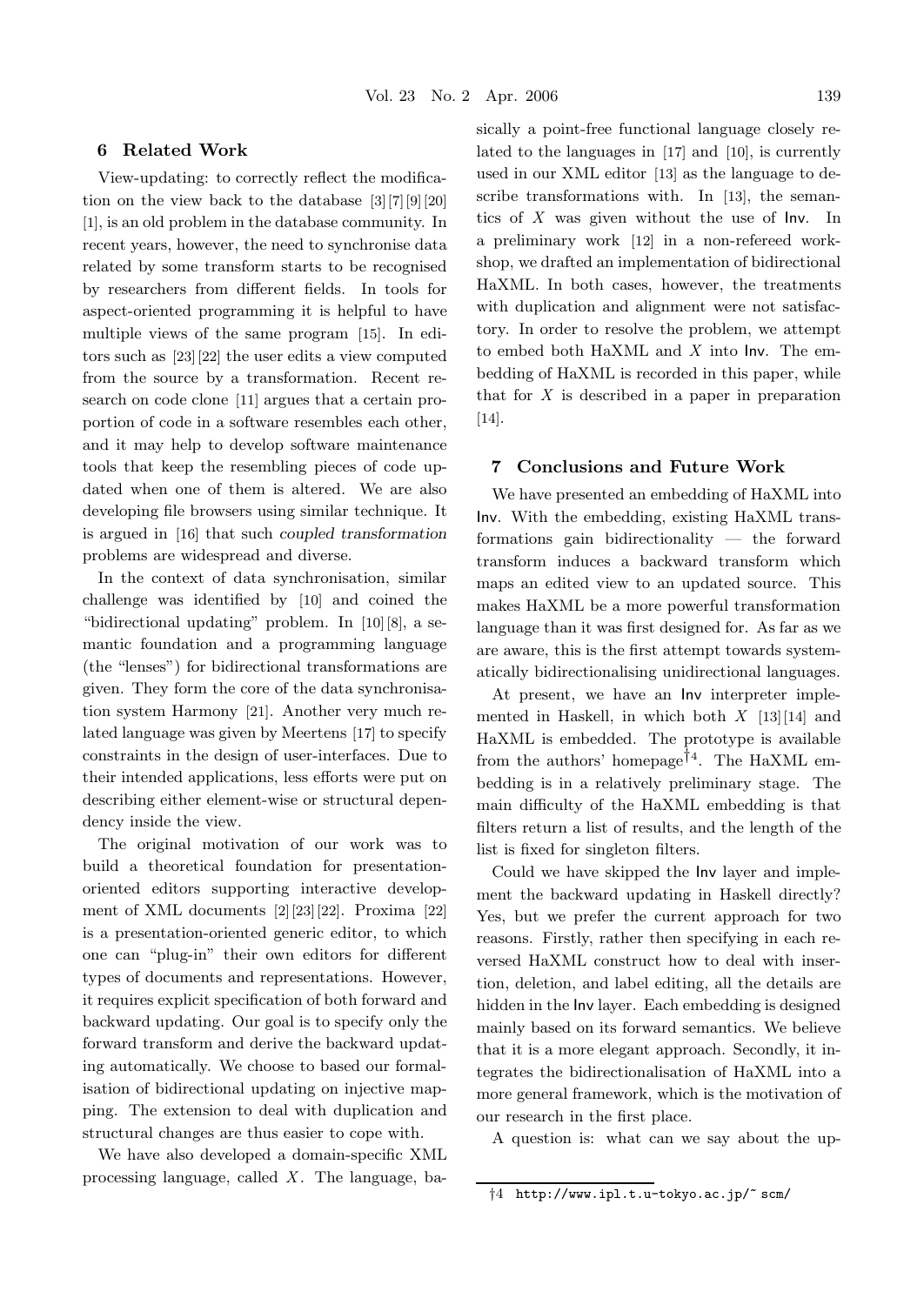## 6 Related Work

View-updating: to correctly reflect the modification on the view back to the database [3] [7] [9] [20] [1], is an old problem in the database community. In recent years, however, the need to synchronise data related by some transform starts to be recognised by researchers from different fields. In tools for aspect-oriented programming it is helpful to have multiple views of the same program [15]. In editors such as [23] [22] the user edits a view computed from the source by a transformation. Recent research on code clone [11] argues that a certain proportion of code in a software resembles each other, and it may help to develop software maintenance tools that keep the resembling pieces of code updated when one of them is altered. We are also developing file browsers using similar technique. It is argued in [16] that such *coupled transformation* problems are widespread and diverse.

In the context of data synchronisation, similar challenge was identified by [10] and coined the "bidirectional updating" problem. In [10] [8], a semantic foundation and a programming language (the "lenses") for bidirectional transformations are given. They form the core of the data synchronisation system Harmony [21]. Another very much related language was given by Meertens [17] to specify constraints in the design of user-interfaces. Due to their intended applications, less efforts were put on describing either element-wise or structural dependency inside the view.

The original motivation of our work was to build a theoretical foundation for presentation-oriented editors supporting interactive development of XML documents [2] [23] [22]. Proxima [22] is a presentation-oriented generic editor, to which one can "plug-in" their own editors for different types of documents and representations. However, it requires explicit specification of both forward and backward updating. Our goal is to specify only the forward transform and derive the backward updating automatically. We choose to based our formalisation of bidirectional updating on injective mapping. The extension to deal with duplication and structural changes are thus easier to cope with.

We have also developed a domain-specific XML processing language, called $X$. The language, basically a point-free functional language closely related to the languages in [17] and [10], is currently used in our XML editor [13] as the language to describe transformations with. In [13], the semantics of $X$ was given without the use of Inv. In a preliminary work [12] in a non-refereed workshop, we drafted an implementation of bidirectional HaXML. In both cases, however, the treatments with duplication and alignment were not satisfactory. In order to resolve the problem, we attempt to embed both HaXML and $X$ into Inv. The embedding of HaXML is recorded in this paper, while that for $X$ is described in a paper in preparation [14].

## 7 Conclusions and Future Work

We have presented an embedding of HaXML into Inv. With the embedding, existing HaXML transformations gain bidirectionality — the forward transform induces a backward transform which maps an edited view to an updated source. This makes HaXML be a more powerful transformation language than it was first designed for. As far as we are aware, this is the first attempt towards systematically bidirectionalising unidirectional languages.

At present, we have an Inv interpreter implemented in Haskell, in which both $X$ [13] [14] and HaXML is embedded. The prototype is available from the authors' homepage[†4]. The HaXML embedding is in a relatively preliminary stage. The main difficulty of the HaXML embedding is that filters return a list of results, and the length of the list is fixed for singleton filters.

Could we have skipped the Inv layer and implement the backward updating in Haskell directly? Yes, but we prefer the current approach for two reasons. Firstly, rather then specifying in each reversed HaXML construct how to deal with insertion, deletion, and label editing, all the details are hidden in the Inv layer. Each embedding is designed mainly based on its forward semantics. We believe that it is a more elegant approach. Secondly, it integrates the bidirectionalisation of HaXML into a more general framework, which is the motivation of our research in the first place.

A question is: what can we say about the up-

†4 http://www.ipl.t.u-tokyo.ac.jp/~ scm/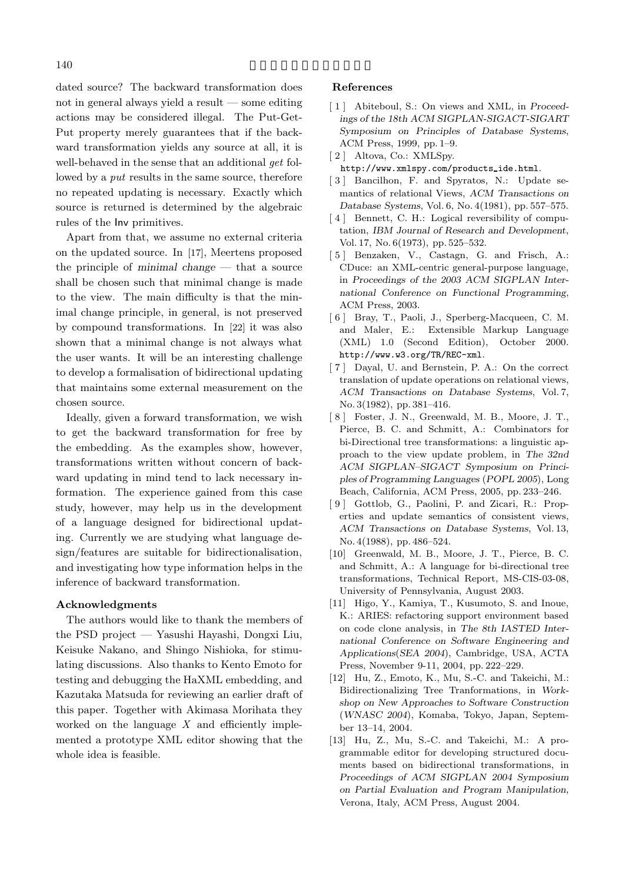dated source? The backward transformation does not in general always yield a result — some editing actions may be considered illegal. The Put-Get-Put property merely guarantees that if the backward transformation yields any source at all, it is well-behaved in the sense that an additional *get* followed by a *put* results in the same source, therefore no repeated updating is necessary. Exactly which source is returned is determined by the algebraic rules of the Inv primitives.

Apart from that, we assume no external criteria on the updated source. In [17], Meertens proposed the principle of *minimal change* — that a source shall be chosen such that minimal change is made to the view. The main difficulty is that the minimal change principle, in general, is not preserved by compound transformations. In [22] it was also shown that a minimal change is not always what the user wants. It will be an interesting challenge to develop a formalisation of bidirectional updating that maintains some external measurement on the chosen source.

Ideally, given a forward transformation, we wish to get the backward transformation for free by the embedding. As the examples show, however, transformations written without concern of backward updating in mind tend to lack necessary information. The experience gained from this case study, however, may help us in the development of a language designed for bidirectional updating. Currently we are studying what language design/features are suitable for bidirectionalisation, and investigating how type information helps in the inference of backward transformation.

### Acknowledgments

The authors would like to thank the members of the PSD project — Yasushi Hayashi, Dongxi Liu, Keisuke Nakano, and Shingo Nishioka, for stimulating discussions. Also thanks to Kento Emoto for testing and debugging the HaXML embedding, and Kazutaka Matsuda for reviewing an earlier draft of this paper. Together with Akimasa Morihata they worked on the language $X$ and efficiently implemented a prototype XML editor showing that the whole idea is feasible.

### References

[1] Abiteboul, S.: On views and XML, in *Proceedings of the 18th ACM SIGPLAN-SIGACT-SIGART Symposium on Principles of Database Systems*, ACM Press, 1999, pp. 1–9.

[2] Altova, Co.: XMLSpy. http://www.xmlspy.com/products_ide.html.

[3] Bancilhon, F. and Spyratos, N.: Update semantics of relational Views, *ACM Transactions on Database Systems*, Vol. 6, No. 4(1981), pp. 557–575.

[4] Bennett, C. H.: Logical reversibility of computation, *IBM Journal of Research and Development*, Vol. 17, No. 6(1973), pp. 525–532.

[5] Benzaken, V., Castagn, G. and Frisch, A.: CDuce: an XML-centric general-purpose language, in *Proceedings of the 2003 ACM SIGPLAN International Conference on Functional Programming*, ACM Press, 2003.

[6] Bray, T., Paoli, J., Sperberg-Macqueen, C. M. and Maler, E.: Extensible Markup Language (XML) 1.0 (Second Edition), October 2000. http://www.w3.org/TR/REC-xml.

[7] Dayal, U. and Bernstein, P. A.: On the correct translation of update operations on relational views, *ACM Transactions on Database Systems*, Vol. 7, No. 3(1982), pp. 381–416.

[8] Foster, J. N., Greenwald, M. B., Moore, J. T., Pierce, B. C. and Schmitt, A.: Combinators for bi-Directional tree transformations: a linguistic approach to the view update problem, in *The 32nd ACM SIGPLAN–SIGACT Symposium on Principles of Programming Languages (POPL 2005)*, Long Beach, California, ACM Press, 2005, pp. 233–246.

[9] Gottlob, G., Paolini, P. and Zicari, R.: Properties and update semantics of consistent views, *ACM Transactions on Database Systems*, Vol. 13, No. 4(1988), pp. 486–524.

[10] Greenwald, M. B., Moore, J. T., Pierce, B. C. and Schmitt, A.: A language for bi-directional tree transformations, Technical Report, MS-CIS-03-08, University of Pennsylvania, August 2003.

[11] Higo, Y., Kamiya, T., Kusumoto, S. and Inoue, K.: ARIES: refactoring support environment based on code clone analysis, in *The 8th IASTED International Conference on Software Engineering and Applications(SEA 2004)*, Cambridge, USA, ACTA Press, November 9-11, 2004, pp. 222–229.

[12] Hu, Z., Emoto, K., Mu, S.-C. and Takeichi, M.: Bidirectionalizing Tree Tranformations, in *Workshop on New Approaches to Software Construction (WNASC 2004)*, Komaba, Tokyo, Japan, September 13–14, 2004.

[13] Hu, Z., Mu, S.-C. and Takeichi, M.: A programmable editor for developing structured documents based on bidirectional transformations, in *Proceedings of ACM SIGPLAN 2004 Symposium on Partial Evaluation and Program Manipulation*, Verona, Italy, ACM Press, August 2004.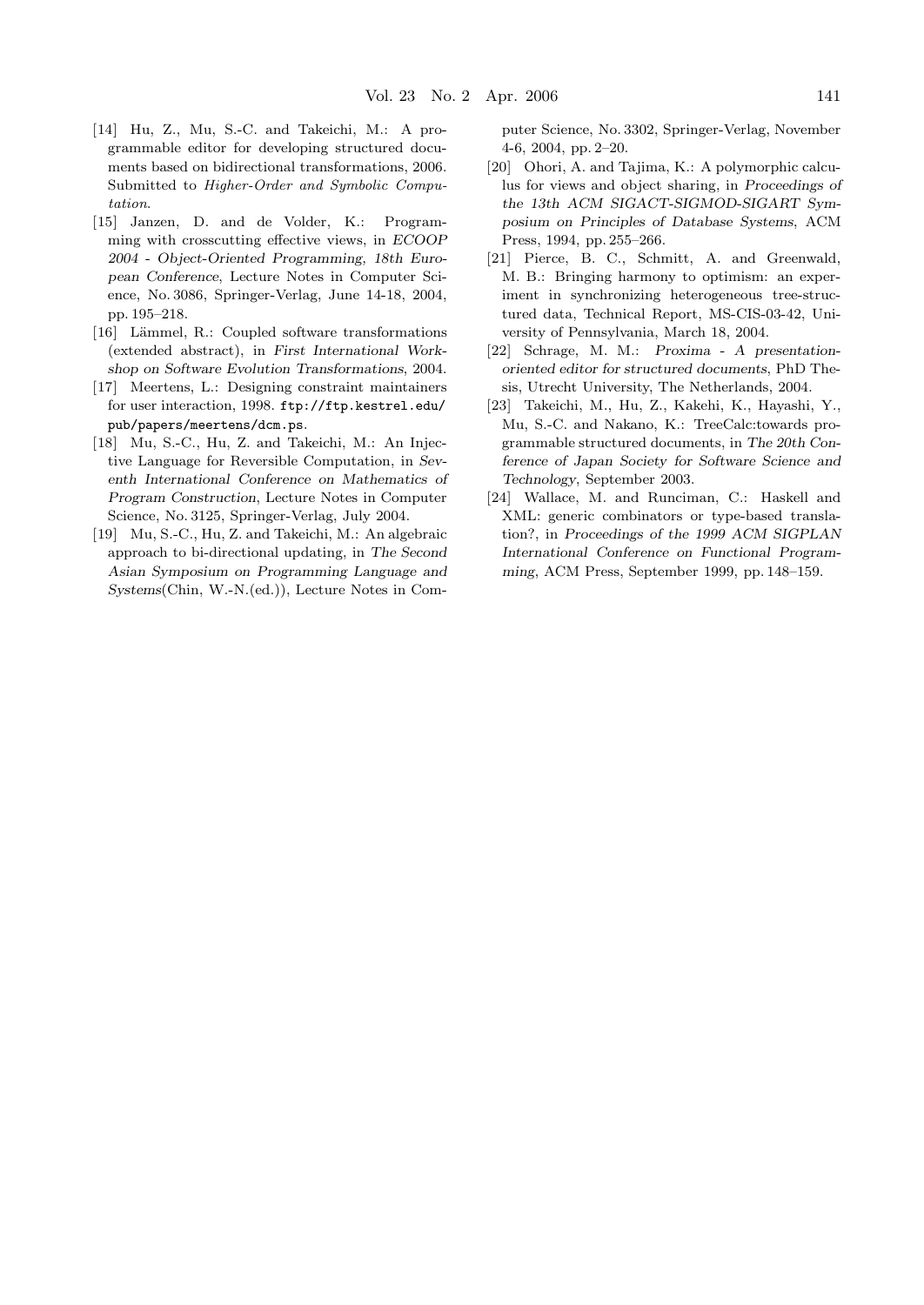[14] Hu, Z., Mu, S.-C. and Takeichi, M.: A programmable editor for developing structured documents based on bidirectional transformations, 2006. Submitted to *Higher-Order and Symbolic Computation*.

[15] Janzen, D. and de Volder, K.: Programming with crosscutting effective views, in *ECOOP 2004 - Object-Oriented Programming, 18th European Conference*, Lecture Notes in Computer Science, No. 3086, Springer-Verlag, June 14-18, 2004, pp. 195–218.

[16] Lämmel, R.: Coupled software transformations (extended abstract), in *First International Workshop on Software Evolution Transformations*, 2004.

[17] Meertens, L.: Designing constraint maintainers for user interaction, 1998. `ftp://ftp.kestrel.edu/pub/papers/meertens/dcm.ps`.

[18] Mu, S.-C., Hu, Z. and Takeichi, M.: An Injective Language for Reversible Computation, in *Seventh International Conference on Mathematics of Program Construction*, Lecture Notes in Computer Science, No. 3125, Springer-Verlag, July 2004.

[19] Mu, S.-C., Hu, Z. and Takeichi, M.: An algebraic approach to bi-directional updating, in *The Second Asian Symposium on Programming Language and Systems*(Chin, W.-N.(ed.)), Lecture Notes in Computer Science, No. 3302, Springer-Verlag, November 4-6, 2004, pp. 2–20.

[20] Ohori, A. and Tajima, K.: A polymorphic calculus for views and object sharing, in *Proceedings of the 13th ACM SIGACT-SIGMOD-SIGART Symposium on Principles of Database Systems*, ACM Press, 1994, pp. 255–266.

[21] Pierce, B. C., Schmitt, A. and Greenwald, M. B.: Bringing harmony to optimism: an experiment in synchronizing heterogeneous tree-structured data, Technical Report, MS-CIS-03-42, University of Pennsylvania, March 18, 2004.

[22] Schrage, M. M.: *Proxima - A presentation-oriented editor for structured documents*, PhD Thesis, Utrecht University, The Netherlands, 2004.

[23] Takeichi, M., Hu, Z., Kakehi, K., Hayashi, Y., Mu, S.-C. and Nakano, K.: TreeCalc:towards programmable structured documents, in *The 20th Conference of Japan Society for Software Science and Technology*, September 2003.

[24] Wallace, M. and Runciman, C.: Haskell and XML: generic combinators or type-based translation?, in *Proceedings of the 1999 ACM SIGPLAN International Conference on Functional Programming*, ACM Press, September 1999, pp. 148–159.